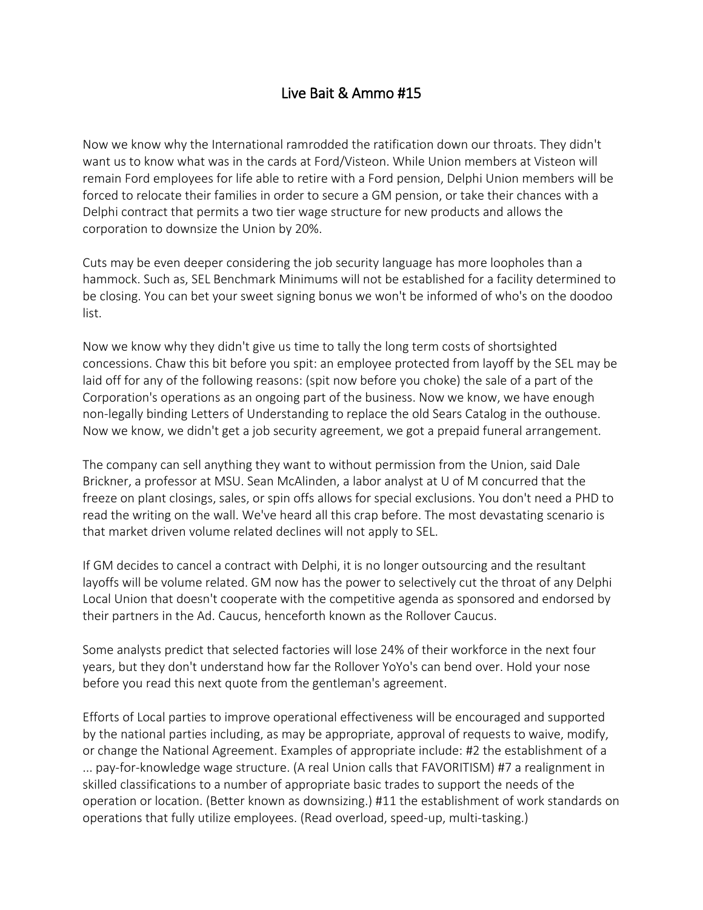# Live Bait & Ammo #15

Now we know why the International ramrodded the ratification down our throats. They didn't want us to know what was in the cards at Ford/Visteon. While Union members at Visteon will remain Ford employees for life able to retire with a Ford pension, Delphi Union members will be forced to relocate their families in order to secure a GM pension, or take their chances with a Delphi contract that permits a two tier wage structure for new products and allows the corporation to downsize the Union by 20%.

Cuts may be even deeper considering the job security language has more loopholes than a hammock. Such as, SEL Benchmark Minimums will not be established for a facility determined to be closing. You can bet your sweet signing bonus we won't be informed of who's on the doodoo list.

Now we know why they didn't give us time to tally the long term costs of shortsighted concessions. Chaw this bit before you spit: an employee protected from layoff by the SEL may be laid off for any of the following reasons: (spit now before you choke) the sale of a part of the Corporation's operations as an ongoing part of the business. Now we know, we have enough non-legally binding Letters of Understanding to replace the old Sears Catalog in the outhouse. Now we know, we didn't get a job security agreement, we got a prepaid funeral arrangement.

The company can sell anything they want to without permission from the Union, said Dale Brickner, a professor at MSU. Sean McAlinden, a labor analyst at U of M concurred that the freeze on plant closings, sales, or spin offs allows for special exclusions. You don't need a PHD to read the writing on the wall. We've heard all this crap before. The most devastating scenario is that market driven volume related declines will not apply to SEL.

If GM decides to cancel a contract with Delphi, it is no longer outsourcing and the resultant layoffs will be volume related. GM now has the power to selectively cut the throat of any Delphi Local Union that doesn't cooperate with the competitive agenda as sponsored and endorsed by their partners in the Ad. Caucus, henceforth known as the Rollover Caucus.

Some analysts predict that selected factories will lose 24% of their workforce in the next four years, but they don't understand how far the Rollover YoYo's can bend over. Hold your nose before you read this next quote from the gentleman's agreement.

Efforts of Local parties to improve operational effectiveness will be encouraged and supported by the national parties including, as may be appropriate, approval of requests to waive, modify, or change the National Agreement. Examples of appropriate include: #2 the establishment of a ... pay-for-knowledge wage structure. (A real Union calls that FAVORITISM) #7 a realignment in skilled classifications to a number of appropriate basic trades to support the needs of the operation or location. (Better known as downsizing.) #11 the establishment of work standards on operations that fully utilize employees. (Read overload, speed-up, multi-tasking.)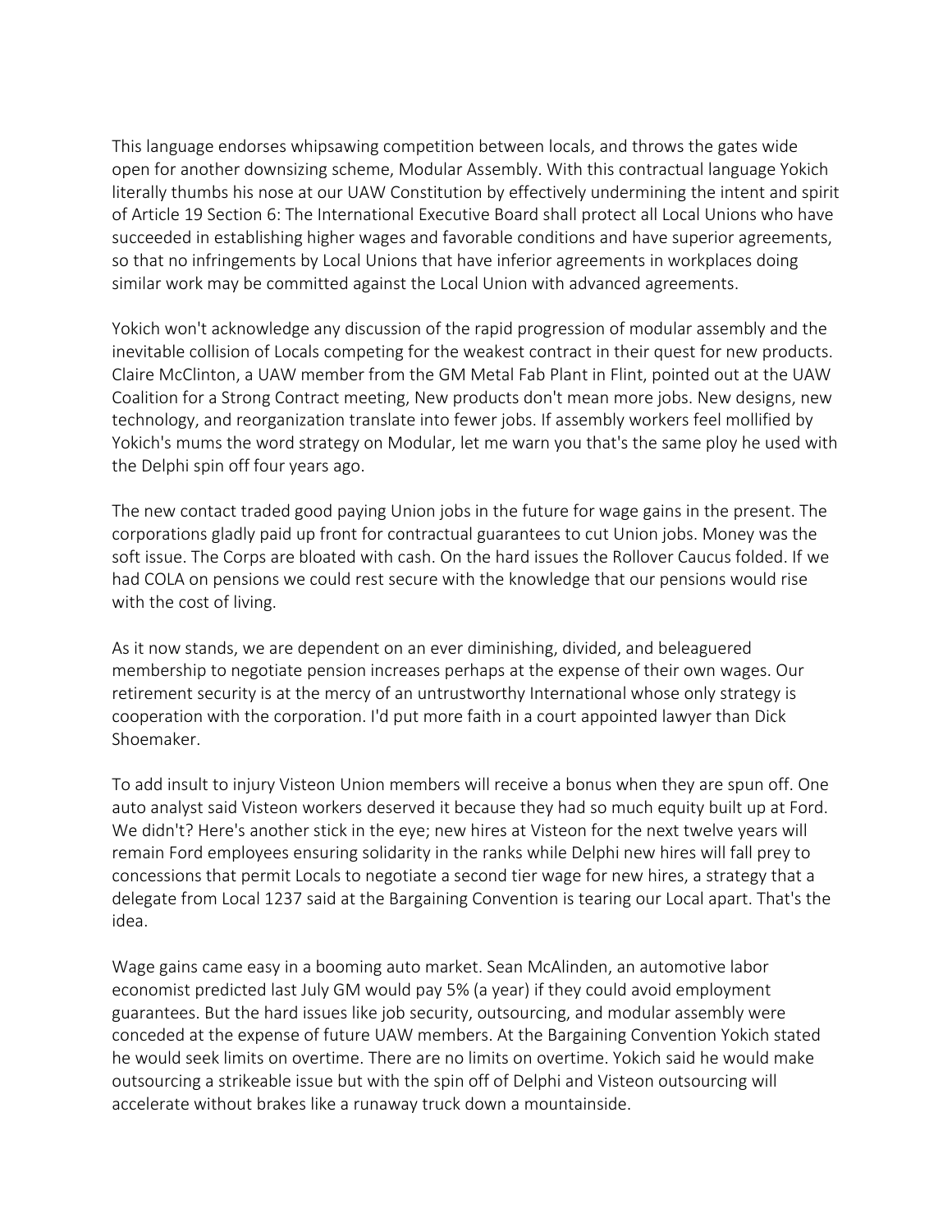This language endorses whipsawing competition between locals, and throws the gates wide open for another downsizing scheme, Modular Assembly. With this contractual language Yokich literally thumbs his nose at our UAW Constitution by effectively undermining the intent and spirit of Article 19 Section 6: The International Executive Board shall protect all Local Unions who have succeeded in establishing higher wages and favorable conditions and have superior agreements, so that no infringements by Local Unions that have inferior agreements in workplaces doing similar work may be committed against the Local Union with advanced agreements.

Yokich won't acknowledge any discussion of the rapid progression of modular assembly and the inevitable collision of Locals competing for the weakest contract in their quest for new products. Claire McClinton, a UAW member from the GM Metal Fab Plant in Flint, pointed out at the UAW Coalition for a Strong Contract meeting, New products don't mean more jobs. New designs, new technology, and reorganization translate into fewer jobs. If assembly workers feel mollified by Yokich's mums the word strategy on Modular, let me warn you that's the same ploy he used with the Delphi spin off four years ago.

The new contact traded good paying Union jobs in the future for wage gains in the present. The corporations gladly paid up front for contractual guarantees to cut Union jobs. Money was the soft issue. The Corps are bloated with cash. On the hard issues the Rollover Caucus folded. If we had COLA on pensions we could rest secure with the knowledge that our pensions would rise with the cost of living.

As it now stands, we are dependent on an ever diminishing, divided, and beleaguered membership to negotiate pension increases perhaps at the expense of their own wages. Our retirement security is at the mercy of an untrustworthy International whose only strategy is cooperation with the corporation. I'd put more faith in a court appointed lawyer than Dick Shoemaker.

To add insult to injury Visteon Union members will receive a bonus when they are spun off. One auto analyst said Visteon workers deserved it because they had so much equity built up at Ford. We didn't? Here's another stick in the eye; new hires at Visteon for the next twelve years will remain Ford employees ensuring solidarity in the ranks while Delphi new hires will fall prey to concessions that permit Locals to negotiate a second tier wage for new hires, a strategy that a delegate from Local 1237 said at the Bargaining Convention is tearing our Local apart. That's the idea.

Wage gains came easy in a booming auto market. Sean McAlinden, an automotive labor economist predicted last July GM would pay 5% (a year) if they could avoid employment guarantees. But the hard issues like job security, outsourcing, and modular assembly were conceded at the expense of future UAW members. At the Bargaining Convention Yokich stated he would seek limits on overtime. There are no limits on overtime. Yokich said he would make outsourcing a strikeable issue but with the spin off of Delphi and Visteon outsourcing will accelerate without brakes like a runaway truck down a mountainside.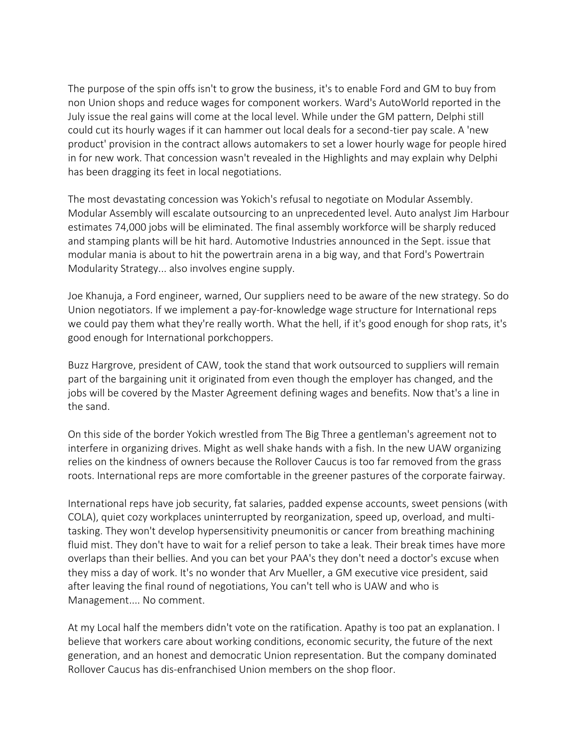The purpose of the spin offs isn't to grow the business, it's to enable Ford and GM to buy from non Union shops and reduce wages for component workers. Ward's AutoWorld reported in the July issue the real gains will come at the local level. While under the GM pattern, Delphi still could cut its hourly wages if it can hammer out local deals for a second-tier pay scale. A 'new product' provision in the contract allows automakers to set a lower hourly wage for people hired in for new work. That concession wasn't revealed in the Highlights and may explain why Delphi has been dragging its feet in local negotiations.

The most devastating concession was Yokich's refusal to negotiate on Modular Assembly. Modular Assembly will escalate outsourcing to an unprecedented level. Auto analyst Jim Harbour estimates 74,000 jobs will be eliminated. The final assembly workforce will be sharply reduced and stamping plants will be hit hard. Automotive Industries announced in the Sept. issue that modular mania is about to hit the powertrain arena in a big way, and that Ford's Powertrain Modularity Strategy... also involves engine supply.

Joe Khanuja, a Ford engineer, warned, Our suppliers need to be aware of the new strategy. So do Union negotiators. If we implement a pay-for-knowledge wage structure for International reps we could pay them what they're really worth. What the hell, if it's good enough for shop rats, it's good enough for International porkchoppers.

Buzz Hargrove, president of CAW, took the stand that work outsourced to suppliers will remain part of the bargaining unit it originated from even though the employer has changed, and the jobs will be covered by the Master Agreement defining wages and benefits. Now that's a line in the sand.

On this side of the border Yokich wrestled from The Big Three a gentleman's agreement not to interfere in organizing drives. Might as well shake hands with a fish. In the new UAW organizing relies on the kindness of owners because the Rollover Caucus is too far removed from the grass roots. International reps are more comfortable in the greener pastures of the corporate fairway.

International reps have job security, fat salaries, padded expense accounts, sweet pensions (with COLA), quiet cozy workplaces uninterrupted by reorganization, speed up, overload, and multi-tasking. They won't develop hypersensitivity pneumonitis or cancer from breathing machining fluid mist. They don't have to wait for a relief person to take a leak. Their break times have more overlaps than their bellies. And you can bet your PAA's they don't need a doctor's excuse when they miss a day of work. It's no wonder that Arv Mueller, a GM executive vice president, said after leaving the final round of negotiations, You can't tell who is UAW and who is Management.... No comment.

At my Local half the members didn't vote on the ratification. Apathy is too pat an explanation. I believe that workers care about working conditions, economic security, the future of the next generation, and an honest and democratic Union representation. But the company dominated Rollover Caucus has dis-enfranchised Union members on the shop floor.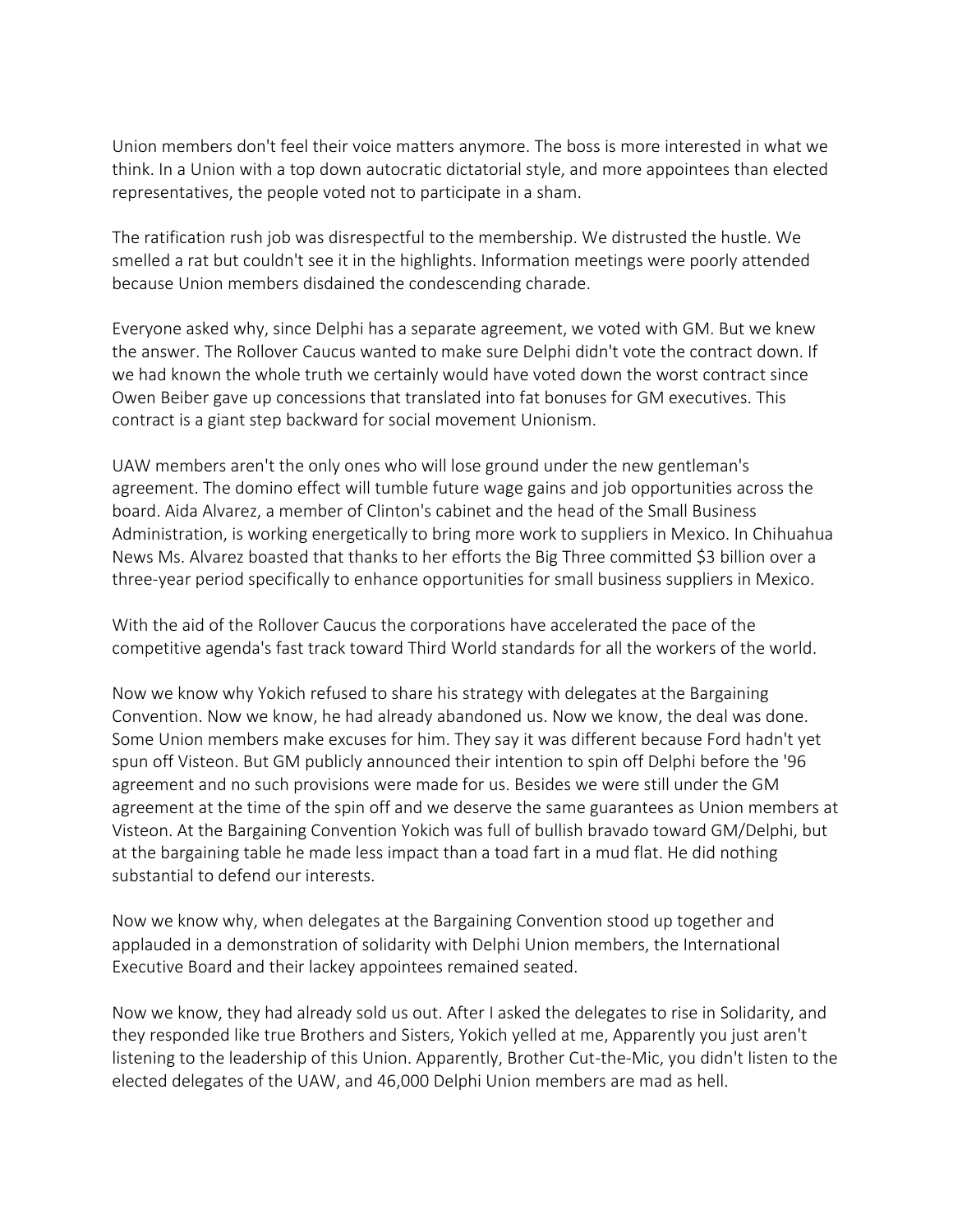Union members don't feel their voice matters anymore. The boss is more interested in what we think. In a Union with a top down autocratic dictatorial style, and more appointees than elected representatives, the people voted not to participate in a sham.

The ratification rush job was disrespectful to the membership. We distrusted the hustle. We smelled a rat but couldn't see it in the highlights. Information meetings were poorly attended because Union members disdained the condescending charade.

Everyone asked why, since Delphi has a separate agreement, we voted with GM. But we knew the answer. The Rollover Caucus wanted to make sure Delphi didn't vote the contract down. If we had known the whole truth we certainly would have voted down the worst contract since Owen Beiber gave up concessions that translated into fat bonuses for GM executives. This contract is a giant step backward for social movement Unionism.

UAW members aren't the only ones who will lose ground under the new gentleman's agreement. The domino effect will tumble future wage gains and job opportunities across the board. Aida Alvarez, a member of Clinton's cabinet and the head of the Small Business Administration, is working energetically to bring more work to suppliers in Mexico. In Chihuahua News Ms. Alvarez boasted that thanks to her efforts the Big Three committed $3 billion over a three-year period specifically to enhance opportunities for small business suppliers in Mexico.

With the aid of the Rollover Caucus the corporations have accelerated the pace of the competitive agenda's fast track toward Third World standards for all the workers of the world.

Now we know why Yokich refused to share his strategy with delegates at the Bargaining Convention. Now we know, he had already abandoned us. Now we know, the deal was done. Some Union members make excuses for him. They say it was different because Ford hadn't yet spun off Visteon. But GM publicly announced their intention to spin off Delphi before the '96 agreement and no such provisions were made for us. Besides we were still under the GM agreement at the time of the spin off and we deserve the same guarantees as Union members at Visteon. At the Bargaining Convention Yokich was full of bullish bravado toward GM/Delphi, but at the bargaining table he made less impact than a toad fart in a mud flat. He did nothing substantial to defend our interests.

Now we know why, when delegates at the Bargaining Convention stood up together and applauded in a demonstration of solidarity with Delphi Union members, the International Executive Board and their lackey appointees remained seated.

Now we know, they had already sold us out. After I asked the delegates to rise in Solidarity, and they responded like true Brothers and Sisters, Yokich yelled at me, Apparently you just aren't listening to the leadership of this Union. Apparently, Brother Cut-the-Mic, you didn't listen to the elected delegates of the UAW, and 46,000 Delphi Union members are mad as hell.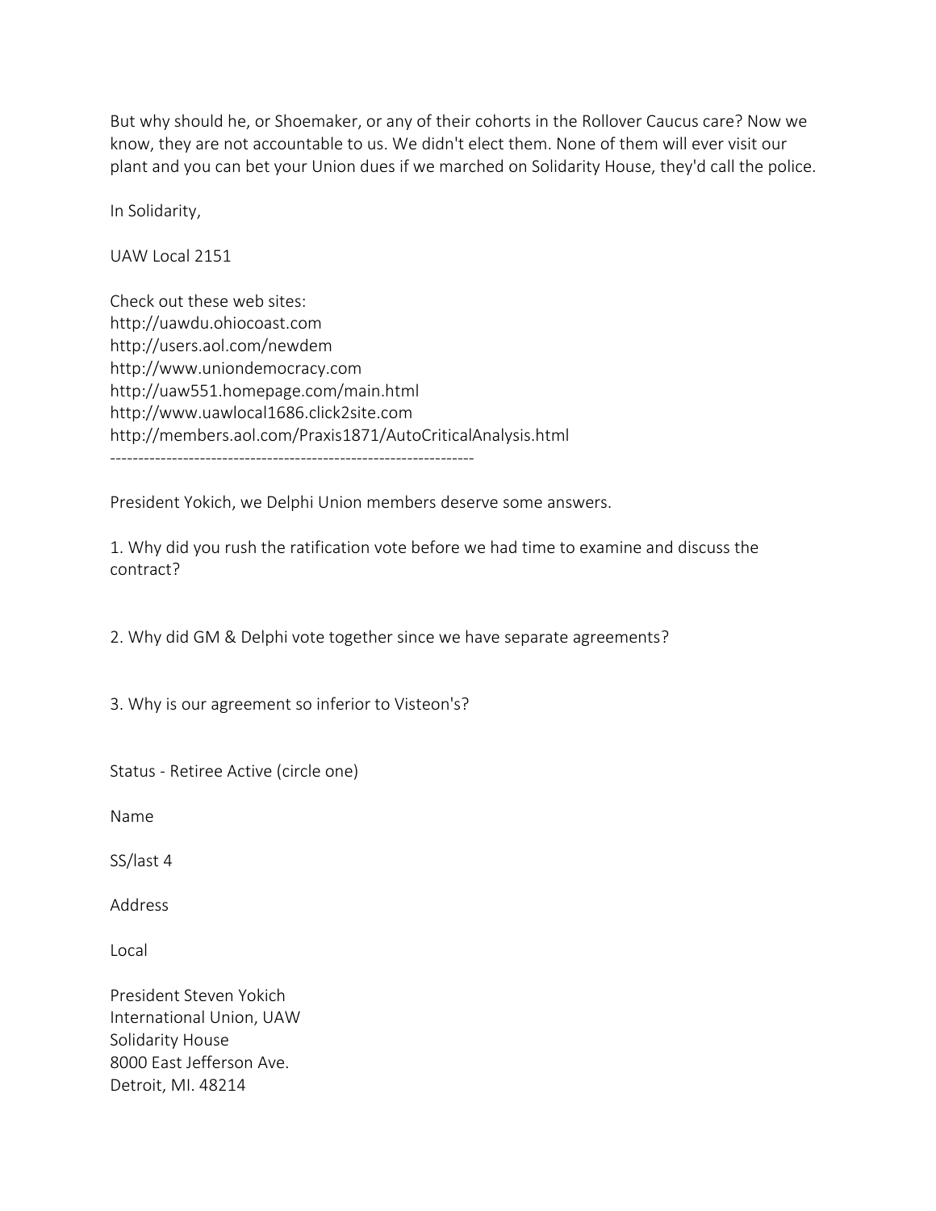But why should he, or Shoemaker, or any of their cohorts in the Rollover Caucus care? Now we know, they are not accountable to us. We didn't elect them. None of them will ever visit our plant and you can bet your Union dues if we marched on Solidarity House, they'd call the police.

In Solidarity,

UAW Local 2151

Check out these web sites:
http://uawdu.ohiocoast.com
http://users.aol.com/newdem
http://www.uniondemocracy.com
http://uaw551.homepage.com/main.html
http://www.uawlocal1686.click2site.com
http://members.aol.com/Praxis1871/AutoCriticalAnalysis.html

---

President Yokich, we Delphi Union members deserve some answers.

1. Why did you rush the ratification vote before we had time to examine and discuss the contract?

2. Why did GM & Delphi vote together since we have separate agreements?

3. Why is our agreement so inferior to Visteon's?

Status - Retiree Active (circle one)

Name

SS/last 4

Address

Local

President Steven Yokich
International Union, UAW
Solidarity House
8000 East Jefferson Ave.
Detroit, MI. 48214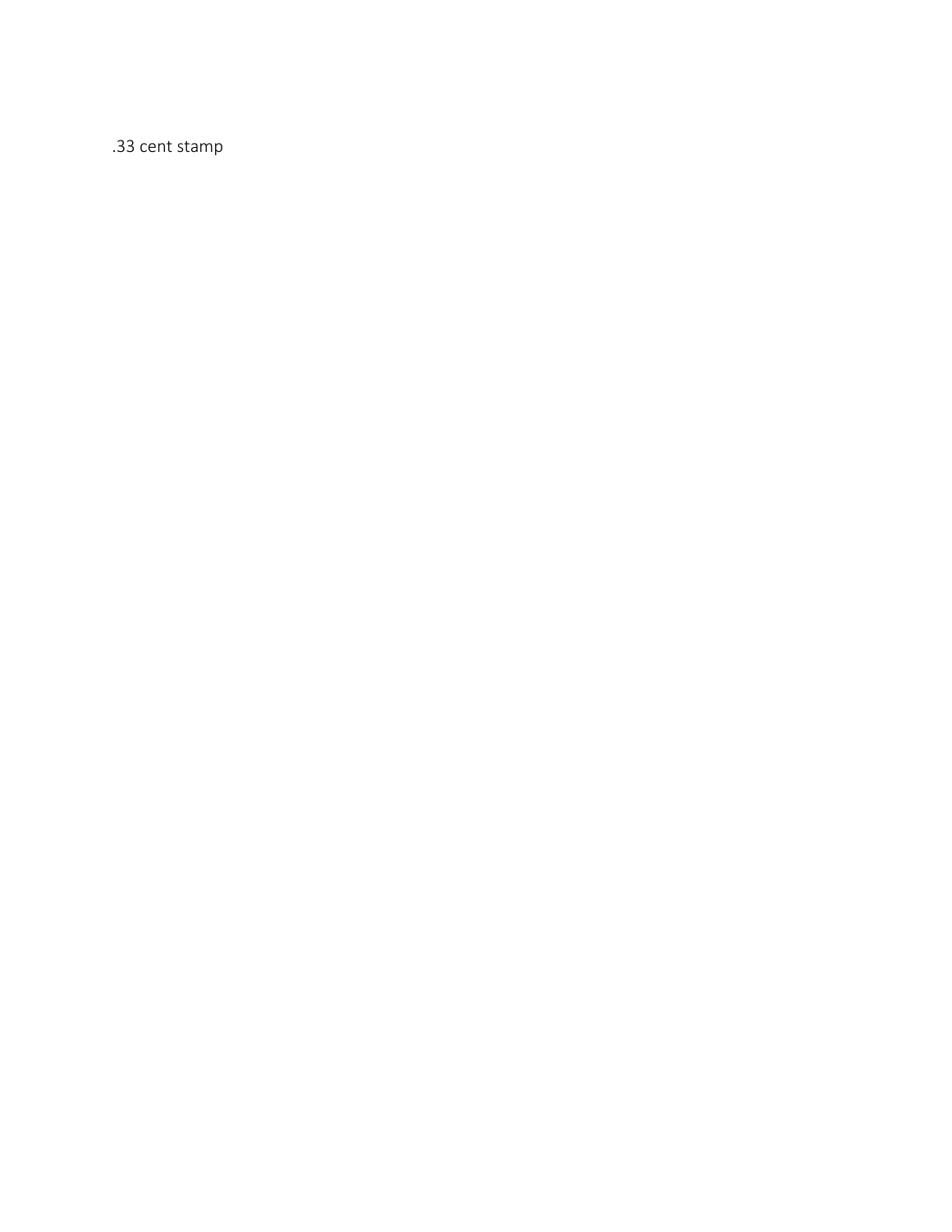.33 cent stamp